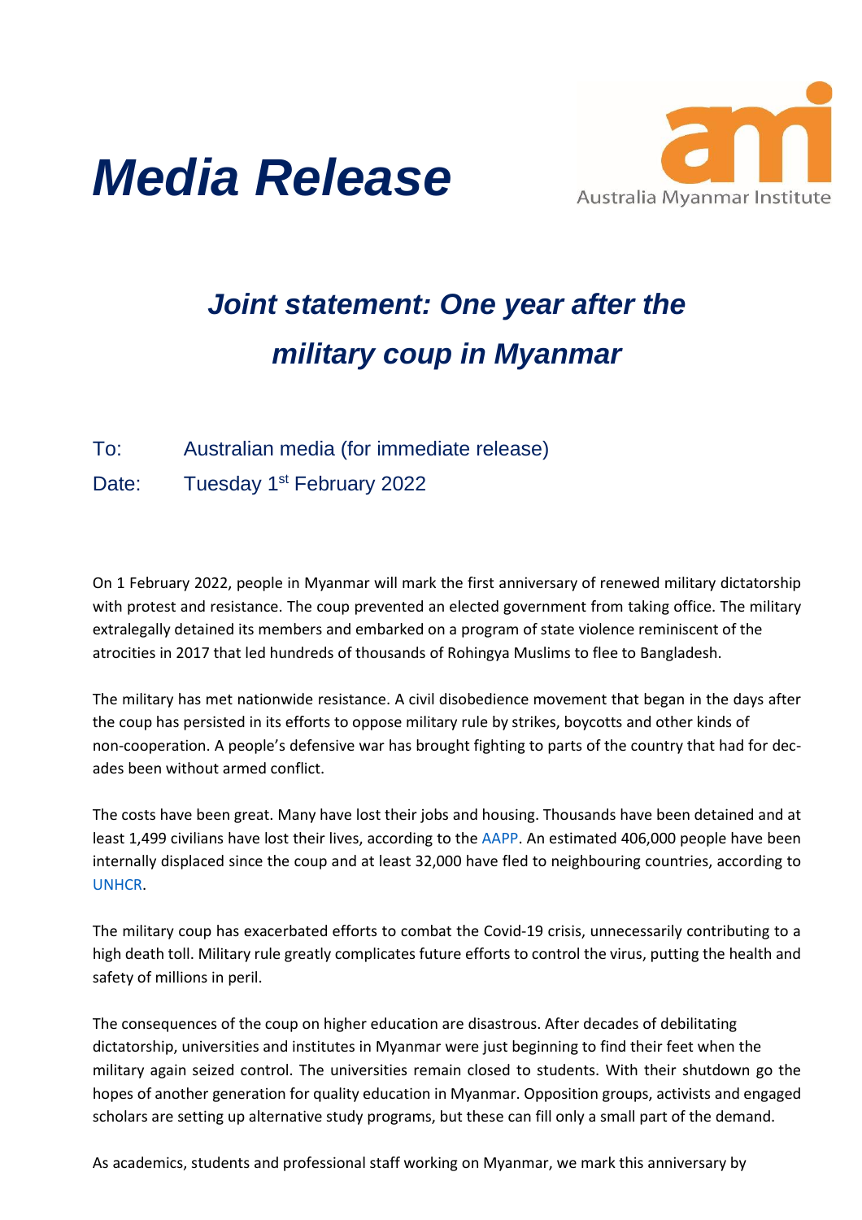# Media Release

Australia Myanmar Institute

## *Joint statement: One year after the military coup in Myanmar*

To: Australian media (for immediate release)

Date: Tuesday 1st February 2022

On 1 February 2022, people in Myanmar will mark the first anniversary of renewed military dictatorship with protest and resistance. The coup prevented an elected government from taking office. The military extralegally detained its members and embarked on a program of state violence reminiscent of the atrocities in 2017 that led hundreds of thousands of Rohingya Muslims to flee to Bangladesh.

The military has met nationwide resistance. A civil disobedience movement that began in the days after the coup has persisted in its efforts to oppose military rule by strikes, boycotts and other kinds of non-cooperation. A people's defensive war has brought fighting to parts of the country that had for decades been without armed conflict.

The costs have been great. Many have lost their jobs and housing. Thousands have been detained and at least 1,499 civilians have lost their lives, according to the AAPP. An estimated 406,000 people have been internally displaced since the coup and at least 32,000 have fled to neighbouring countries, according to UNHCR.

The military coup has exacerbated efforts to combat the Covid-19 crisis, unnecessarily contributing to a high death toll. Military rule greatly complicates future efforts to control the virus, putting the health and safety of millions in peril.

The consequences of the coup on higher education are disastrous. After decades of debilitating dictatorship, universities and institutes in Myanmar were just beginning to find their feet when the military again seized control. The universities remain closed to students. With their shutdown go the hopes of another generation for quality education in Myanmar. Opposition groups, activists and engaged scholars are setting up alternative study programs, but these can fill only a small part of the demand.

As academics, students and professional staff working on Myanmar, we mark this anniversary by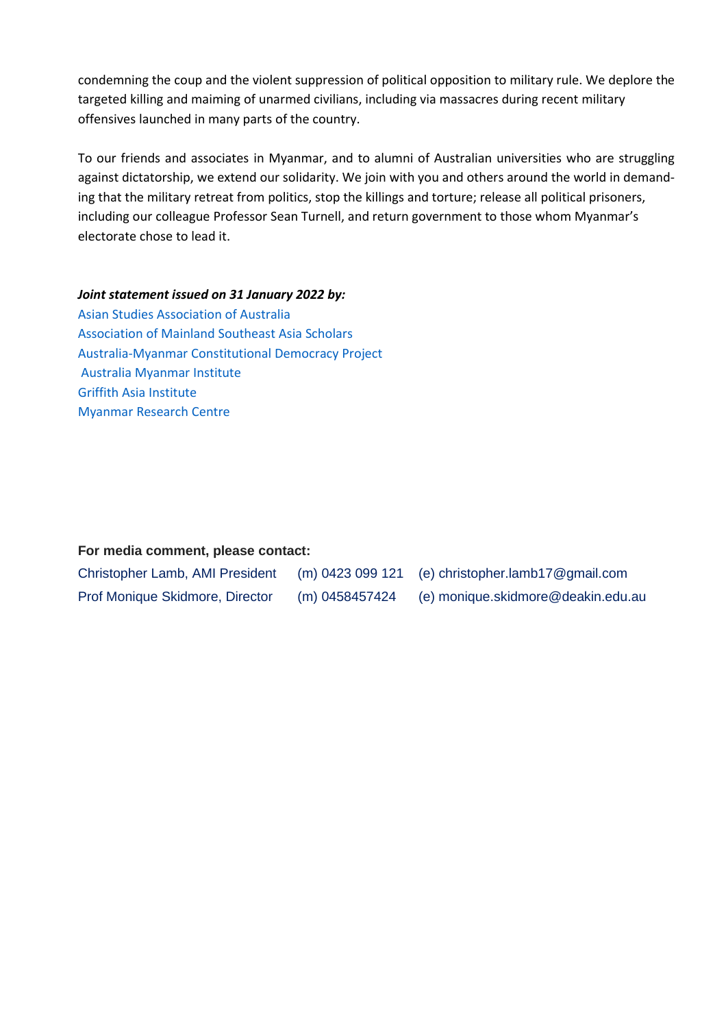condemning the coup and the violent suppression of political opposition to military rule. We deplore the targeted killing and maiming of unarmed civilians, including via massacres during recent military offensives launched in many parts of the country.

To our friends and associates in Myanmar, and to alumni of Australian universities who are struggling against dictatorship, we extend our solidarity. We join with you and others around the world in demanding that the military retreat from politics, stop the killings and torture; release all political prisoners, including our colleague Professor Sean Turnell, and return government to those whom Myanmar's electorate chose to lead it.

***Joint statement issued on 31 January 2022 by:***

Asian Studies Association of Australia
Association of Mainland Southeast Asia Scholars
Australia-Myanmar Constitutional Democracy Project
Australia Myanmar Institute
Griffith Asia Institute
Myanmar Research Centre

**For media comment, please contact:**

| | | |
|---|---|---|
| Christopher Lamb, AMI President | (m) 0423 099 121 | (e) christopher.lamb17@gmail.com |
| Prof Monique Skidmore, Director | (m) 0458457424 | (e) monique.skidmore@deakin.edu.au |